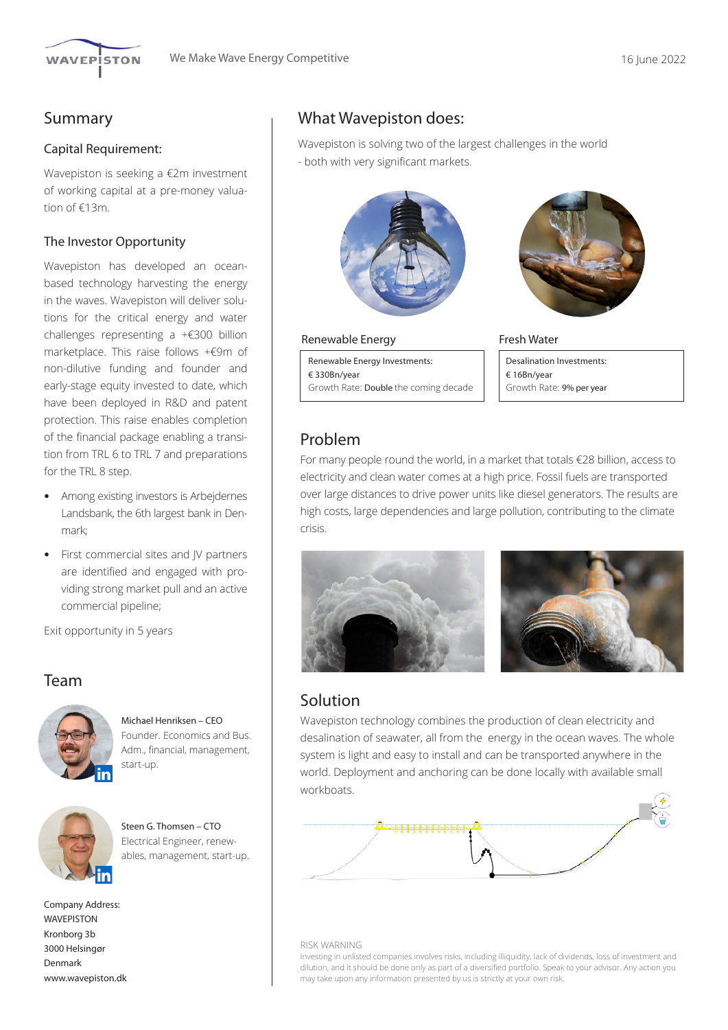WAVEPISTON

We Make Wave Energy Competitive

16 June 2022

## Summary

### Capital Requirement:

Wavepiston is seeking a €2m investment of working capital at a pre-money valuation of €13m.

### The Investor Opportunity

Wavepiston has developed an ocean-based technology harvesting the energy in the waves. Wavepiston will deliver solutions for the critical energy and water challenges representing a +€300 billion marketplace. This raise follows +€9m of non-dilutive funding and founder and early-stage equity invested to date, which have been deployed in R&D and patent protection. This raise enables completion of the financial package enabling a transition from TRL 6 to TRL 7 and preparations for the TRL 8 step.

- Among existing investors is Arbejdernes Landsbank, the 6th largest bank in Denmark;
- First commercial sites and JV partners are identified and engaged with providing strong market pull and an active commercial pipeline;

Exit opportunity in 5 years

## Team

Michael Henriksen – CEO
Founder. Economics and Bus. Adm., financial, management, start-up.

Steen G. Thomsen – CTO
Electrical Engineer, renewables, management, start-up.

Company Address:
WAVEPISTON
Kronborg 3b
3000 Helsingør
Denmark
www.wavepiston.dk

## What Wavepiston does:

Wavepiston is solving two of the largest challenges in the world - both with very significant markets.

### Renewable Energy

Renewable Energy Investments:
€ 330Bn/year
Growth Rate: **Double** the coming decade

### Fresh Water

Desalination Investments:
€ 16Bn/year
Growth Rate: **9% per year**

## Problem

For many people round the world, in a market that totals €28 billion, access to electricity and clean water comes at a high price. Fossil fuels are transported over large distances to drive power units like diesel generators. The results are high costs, large dependencies and large pollution, contributing to the climate crisis.

## Solution

Wavepiston technology combines the production of clean electricity and desalination of seawater, all from the energy in the ocean waves. The whole system is light and easy to install and can be transported anywhere in the world. Deployment and anchoring can be done locally with available small workboats.

RISK WARNING
Investing in unlisted companies involves risks, including illiquidity, lack of dividends, loss of investment and dilution, and it should be done only as part of a diversified portfolio. Speak to your advisor. Any action you may take upon any information presented by us is strictly at your own risk.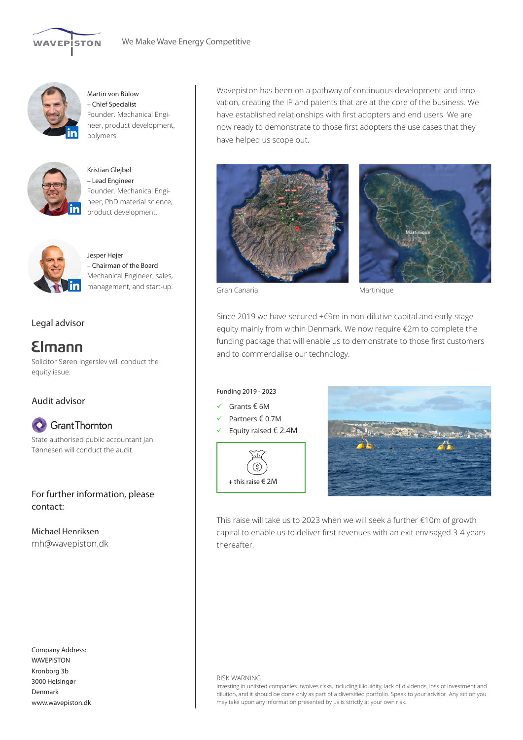WAVEPISTON

We Make Wave Energy Competitive

Martin von Bülow
– Chief Specialist
Founder. Mechanical Engineer, product development, polymers.

Kristian Glejbøl
– Lead Engineer
Founder. Mechanical Engineer, PhD material science, product development.

Jesper Højer
– Chairman of the Board
Mechanical Engineer, sales, management, and start-up.

## Legal advisor

Elmann

Solicitor Søren Ingerslev will conduct the equity issue.

## Audit advisor

GrantThornton

State authorised public accountant Jan Tønnesen will conduct the audit.

## For further information, please contact:

Michael Henriksen
mh@wavepiston.dk

Company Address:
WAVEPISTON
Kronborg 3b
3000 Helsingør
Denmark
www.wavepiston.dk

Wavepiston has been on a pathway of continuous development and innovation, creating the IP and patents that are at the core of the business. We have established relationships with first adopters and end users. We are now ready to demonstrate to those first adopters the use cases that they have helped us scope out.

Gran Canaria

Martinique

Since 2019 we have secured +€9m in non-dilutive capital and early-stage equity mainly from within Denmark. We now require €2m to complete the funding package that will enable us to demonstrate to those first customers and to commercialise our technology.

Funding 2019 - 2023

- ✓ Grants € 6M
- ✓ Partners € 0.7M
- ✓ Equity raised € 2.4M

+ this raise € 2M

This raise will take us to 2023 when we will seek a further €10m of growth capital to enable us to deliver first revenues with an exit envisaged 3-4 years thereafter.

RISK WARNING

Investing in unlisted companies involves risks, including illiquidity, lack of dividends, loss of investment and dilution, and it should be done only as part of a diversified portfolio. Speak to your advisor. Any action you may take upon any information presented by us is strictly at your own risk.